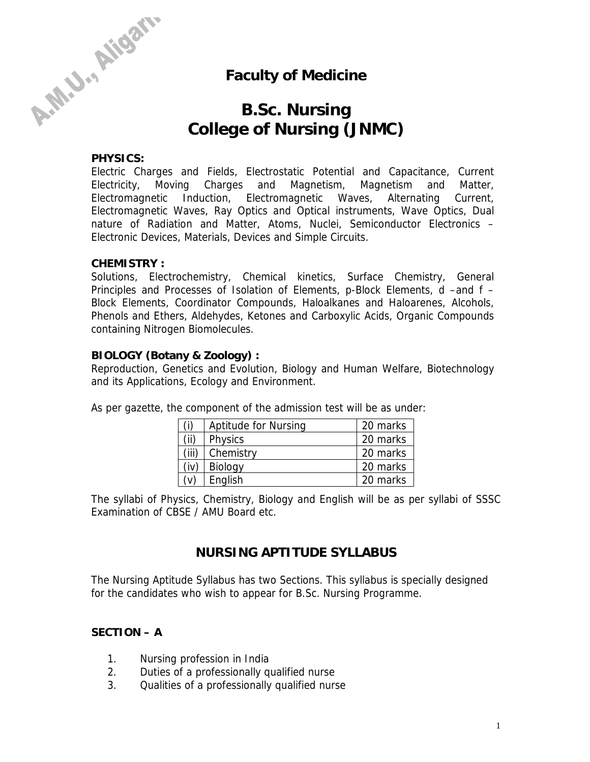# Faculty of Medicine

# B.Sc. Nursing
# College of Nursing (JNMC)

**PHYSICS:**

Electric Charges and Fields, Electrostatic Potential and Capacitance, Current Electricity, Moving Charges and Magnetism, Magnetism and Matter, Electromagnetic Induction, Electromagnetic Waves, Alternating Current, Electromagnetic Waves, Ray Optics and Optical instruments, Wave Optics, Dual nature of Radiation and Matter, Atoms, Nuclei, Semiconductor Electronics – Electronic Devices, Materials, Devices and Simple Circuits.

**CHEMISTRY :**

Solutions, Electrochemistry, Chemical kinetics, Surface Chemistry, General Principles and Processes of Isolation of Elements, p-Block Elements, d –and f – Block Elements, Coordinator Compounds, Haloalkanes and Haloarenes, Alcohols, Phenols and Ethers, Aldehydes, Ketones and Carboxylic Acids, Organic Compounds containing Nitrogen Biomolecules.

**BIOLOGY (Botany & Zoology) :**

Reproduction, Genetics and Evolution, Biology and Human Welfare, Biotechnology and its Applications, Ecology and Environment.

As per gazette, the component of the admission test will be as under:

| | | |
|---|---|---|
| (i) | Aptitude for Nursing | 20 marks |
| (ii) | Physics | 20 marks |
| (iii) | Chemistry | 20 marks |
| (iv) | Biology | 20 marks |
| (v) | English | 20 marks |

The syllabi of Physics, Chemistry, Biology and English will be as per syllabi of SSSC Examination of CBSE / AMU Board etc.

## NURSING APTITUDE SYLLABUS

The Nursing Aptitude Syllabus has two Sections. This syllabus is specially designed for the candidates who wish to appear for B.Sc. Nursing Programme.

**SECTION – A**

1. Nursing profession in India
2. Duties of a professionally qualified nurse
3. Qualities of a professionally qualified nurse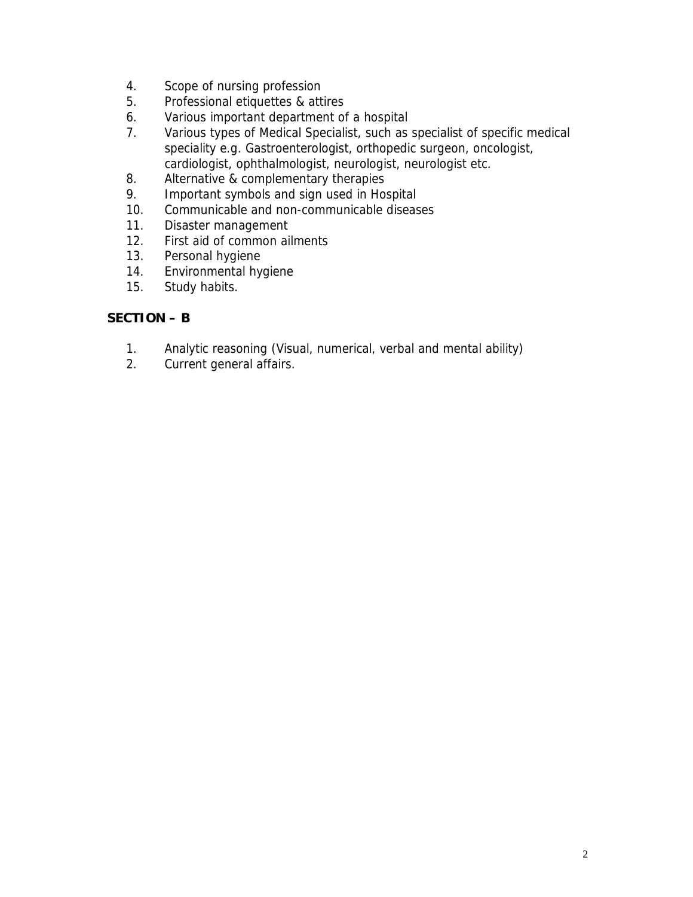4. Scope of nursing profession
5. Professional etiquettes & attires
6. Various important department of a hospital
7. Various types of Medical Specialist, such as specialist of specific medical speciality e.g. Gastroenterologist, orthopedic surgeon, oncologist, cardiologist, ophthalmologist, neurologist, neurologist etc.
8. Alternative & complementary therapies
9. Important symbols and sign used in Hospital
10. Communicable and non-communicable diseases
11. Disaster management
12. First aid of common ailments
13. Personal hygiene
14. Environmental hygiene
15. Study habits.

**SECTION – B**

1. Analytic reasoning (Visual, numerical, verbal and mental ability)
2. Current general affairs.